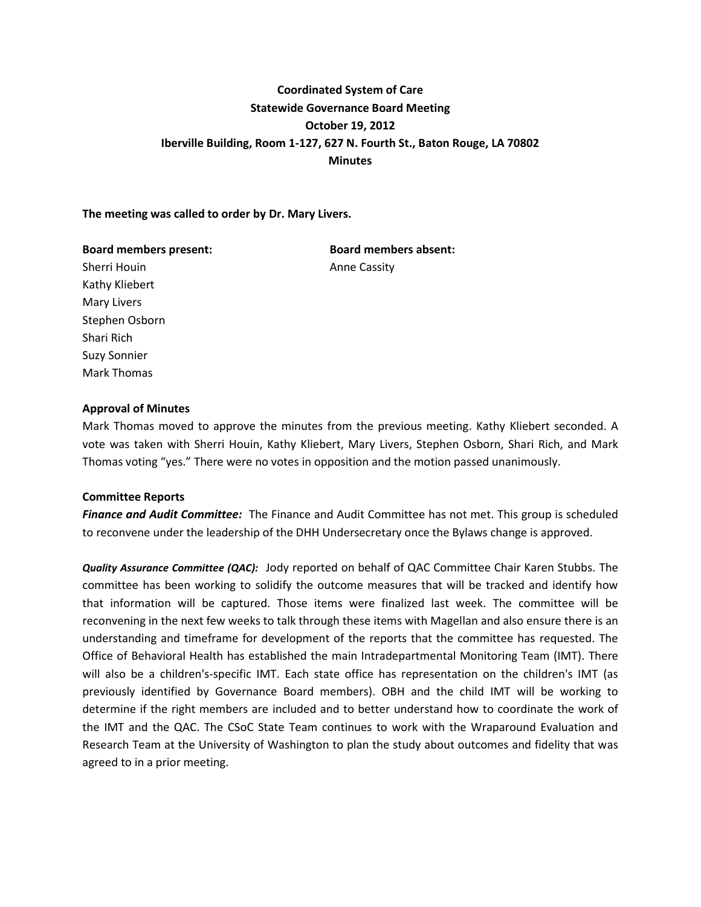**Coordinated System of Care**
**Statewide Governance Board Meeting**
**October 19, 2012**
**Iberville Building, Room 1-127, 627 N. Fourth St., Baton Rouge, LA 70802**
**Minutes**

**The meeting was called to order by Dr. Mary Livers.**

**Board members present:**
Sherri Houin
Kathy Kliebert
Mary Livers
Stephen Osborn
Shari Rich
Suzy Sonnier
Mark Thomas

**Board members absent:**
Anne Cassity

**Approval of Minutes**

Mark Thomas moved to approve the minutes from the previous meeting. Kathy Kliebert seconded. A vote was taken with Sherri Houin, Kathy Kliebert, Mary Livers, Stephen Osborn, Shari Rich, and Mark Thomas voting "yes." There were no votes in opposition and the motion passed unanimously.

**Committee Reports**

***Finance and Audit Committee:*** The Finance and Audit Committee has not met. This group is scheduled to reconvene under the leadership of the DHH Undersecretary once the Bylaws change is approved.

***Quality Assurance Committee (QAC):*** Jody reported on behalf of QAC Committee Chair Karen Stubbs. The committee has been working to solidify the outcome measures that will be tracked and identify how that information will be captured. Those items were finalized last week. The committee will be reconvening in the next few weeks to talk through these items with Magellan and also ensure there is an understanding and timeframe for development of the reports that the committee has requested. The Office of Behavioral Health has established the main Intradepartmental Monitoring Team (IMT). There will also be a children's-specific IMT. Each state office has representation on the children's IMT (as previously identified by Governance Board members). OBH and the child IMT will be working to determine if the right members are included and to better understand how to coordinate the work of the IMT and the QAC. The CSoC State Team continues to work with the Wraparound Evaluation and Research Team at the University of Washington to plan the study about outcomes and fidelity that was agreed to in a prior meeting.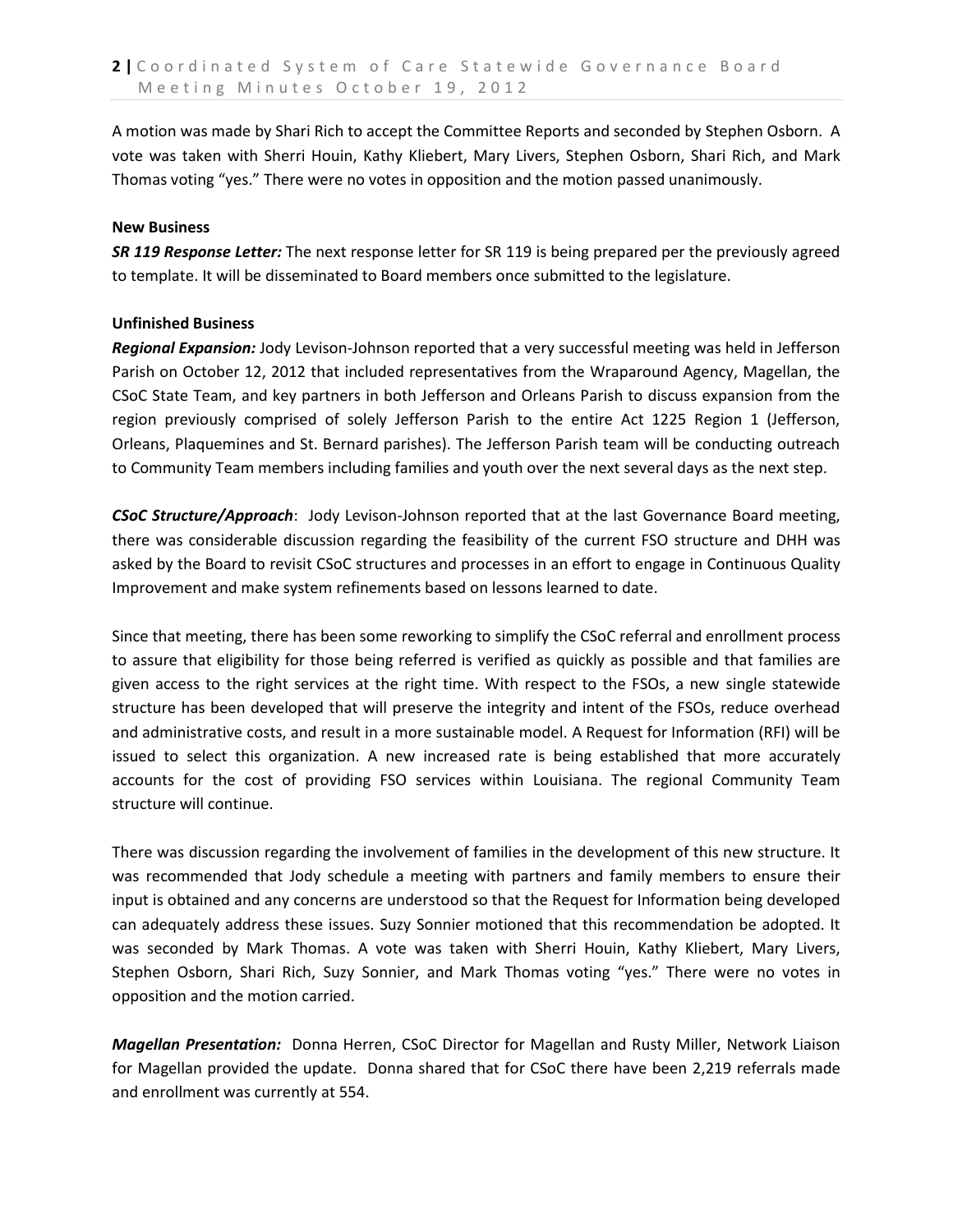A motion was made by Shari Rich to accept the Committee Reports and seconded by Stephen Osborn. A vote was taken with Sherri Houin, Kathy Kliebert, Mary Livers, Stephen Osborn, Shari Rich, and Mark Thomas voting "yes." There were no votes in opposition and the motion passed unanimously.

**New Business**

***SR 119 Response Letter:*** The next response letter for SR 119 is being prepared per the previously agreed to template. It will be disseminated to Board members once submitted to the legislature.

**Unfinished Business**

***Regional Expansion:*** Jody Levison-Johnson reported that a very successful meeting was held in Jefferson Parish on October 12, 2012 that included representatives from the Wraparound Agency, Magellan, the CSoC State Team, and key partners in both Jefferson and Orleans Parish to discuss expansion from the region previously comprised of solely Jefferson Parish to the entire Act 1225 Region 1 (Jefferson, Orleans, Plaquemines and St. Bernard parishes). The Jefferson Parish team will be conducting outreach to Community Team members including families and youth over the next several days as the next step.

***CSoC Structure/Approach***: Jody Levison-Johnson reported that at the last Governance Board meeting, there was considerable discussion regarding the feasibility of the current FSO structure and DHH was asked by the Board to revisit CSoC structures and processes in an effort to engage in Continuous Quality Improvement and make system refinements based on lessons learned to date.

Since that meeting, there has been some reworking to simplify the CSoC referral and enrollment process to assure that eligibility for those being referred is verified as quickly as possible and that families are given access to the right services at the right time. With respect to the FSOs, a new single statewide structure has been developed that will preserve the integrity and intent of the FSOs, reduce overhead and administrative costs, and result in a more sustainable model. A Request for Information (RFI) will be issued to select this organization. A new increased rate is being established that more accurately accounts for the cost of providing FSO services within Louisiana. The regional Community Team structure will continue.

There was discussion regarding the involvement of families in the development of this new structure. It was recommended that Jody schedule a meeting with partners and family members to ensure their input is obtained and any concerns are understood so that the Request for Information being developed can adequately address these issues. Suzy Sonnier motioned that this recommendation be adopted. It was seconded by Mark Thomas. A vote was taken with Sherri Houin, Kathy Kliebert, Mary Livers, Stephen Osborn, Shari Rich, Suzy Sonnier, and Mark Thomas voting "yes." There were no votes in opposition and the motion carried.

***Magellan Presentation:*** Donna Herren, CSoC Director for Magellan and Rusty Miller, Network Liaison for Magellan provided the update. Donna shared that for CSoC there have been 2,219 referrals made and enrollment was currently at 554.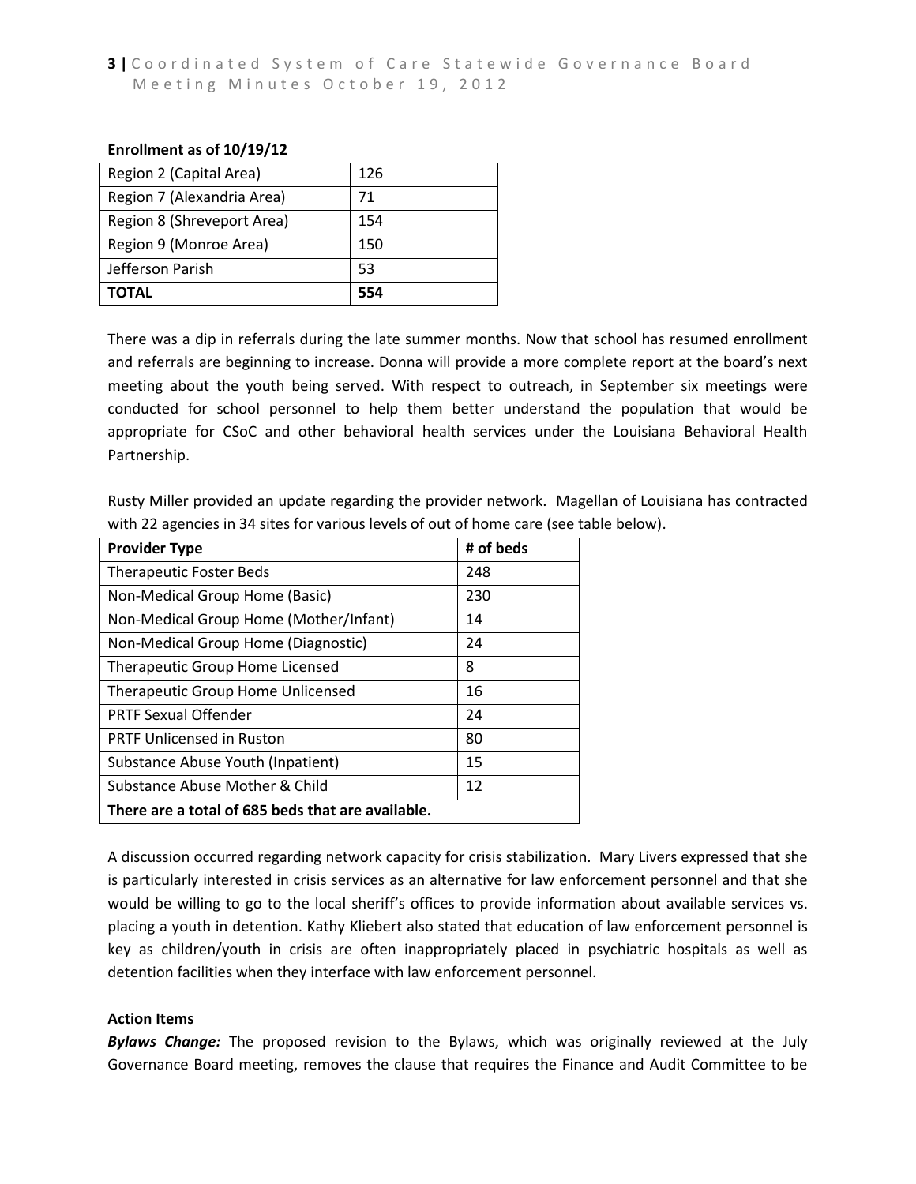**Enrollment as of 10/19/12**

| Region 2 (Capital Area) | 126 |
|---|---|
| Region 7 (Alexandria Area) | 71 |
| Region 8 (Shreveport Area) | 154 |
| Region 9 (Monroe Area) | 150 |
| Jefferson Parish | 53 |
| **TOTAL** | **554** |

There was a dip in referrals during the late summer months. Now that school has resumed enrollment and referrals are beginning to increase. Donna will provide a more complete report at the board's next meeting about the youth being served. With respect to outreach, in September six meetings were conducted for school personnel to help them better understand the population that would be appropriate for CSoC and other behavioral health services under the Louisiana Behavioral Health Partnership.

Rusty Miller provided an update regarding the provider network. Magellan of Louisiana has contracted with 22 agencies in 34 sites for various levels of out of home care (see table below).

| Provider Type | # of beds |
|---|---|
| Therapeutic Foster Beds | 248 |
| Non-Medical Group Home (Basic) | 230 |
| Non-Medical Group Home (Mother/Infant) | 14 |
| Non-Medical Group Home (Diagnostic) | 24 |
| Therapeutic Group Home Licensed | 8 |
| Therapeutic Group Home Unlicensed | 16 |
| PRTF Sexual Offender | 24 |
| PRTF Unlicensed in Ruston | 80 |
| Substance Abuse Youth (Inpatient) | 15 |
| Substance Abuse Mother & Child | 12 |
| **There are a total of 685 beds that are available.** | |

A discussion occurred regarding network capacity for crisis stabilization. Mary Livers expressed that she is particularly interested in crisis services as an alternative for law enforcement personnel and that she would be willing to go to the local sheriff's offices to provide information about available services vs. placing a youth in detention. Kathy Kliebert also stated that education of law enforcement personnel is key as children/youth in crisis are often inappropriately placed in psychiatric hospitals as well as detention facilities when they interface with law enforcement personnel.

**Action Items**

***Bylaws Change:*** The proposed revision to the Bylaws, which was originally reviewed at the July Governance Board meeting, removes the clause that requires the Finance and Audit Committee to be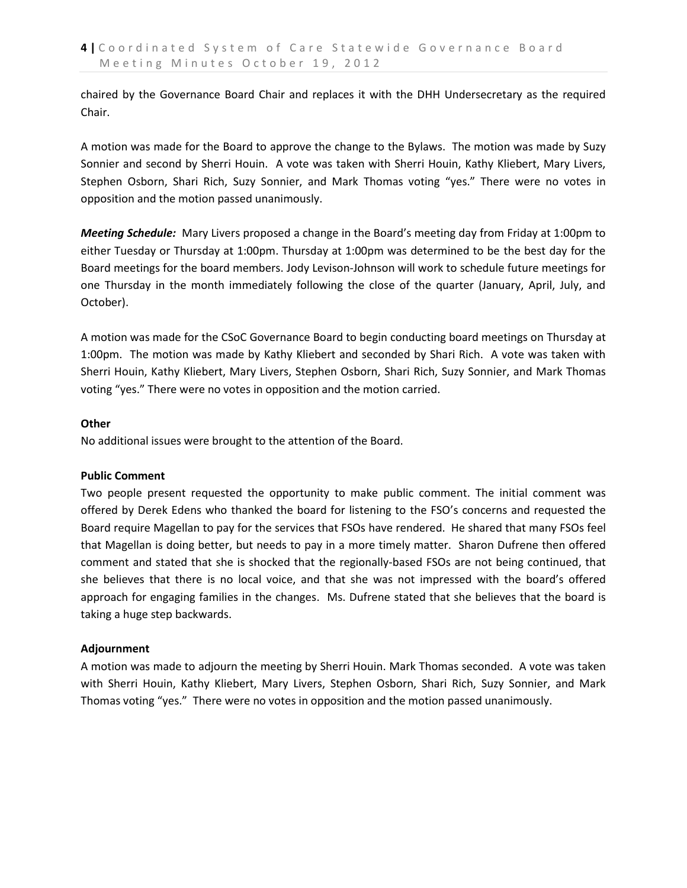chaired by the Governance Board Chair and replaces it with the DHH Undersecretary as the required Chair.

A motion was made for the Board to approve the change to the Bylaws. The motion was made by Suzy Sonnier and second by Sherri Houin. A vote was taken with Sherri Houin, Kathy Kliebert, Mary Livers, Stephen Osborn, Shari Rich, Suzy Sonnier, and Mark Thomas voting "yes." There were no votes in opposition and the motion passed unanimously.

***Meeting Schedule:*** Mary Livers proposed a change in the Board's meeting day from Friday at 1:00pm to either Tuesday or Thursday at 1:00pm. Thursday at 1:00pm was determined to be the best day for the Board meetings for the board members. Jody Levison-Johnson will work to schedule future meetings for one Thursday in the month immediately following the close of the quarter (January, April, July, and October).

A motion was made for the CSoC Governance Board to begin conducting board meetings on Thursday at 1:00pm. The motion was made by Kathy Kliebert and seconded by Shari Rich. A vote was taken with Sherri Houin, Kathy Kliebert, Mary Livers, Stephen Osborn, Shari Rich, Suzy Sonnier, and Mark Thomas voting "yes." There were no votes in opposition and the motion carried.

**Other**

No additional issues were brought to the attention of the Board.

**Public Comment**

Two people present requested the opportunity to make public comment. The initial comment was offered by Derek Edens who thanked the board for listening to the FSO's concerns and requested the Board require Magellan to pay for the services that FSOs have rendered. He shared that many FSOs feel that Magellan is doing better, but needs to pay in a more timely matter. Sharon Dufrene then offered comment and stated that she is shocked that the regionally-based FSOs are not being continued, that she believes that there is no local voice, and that she was not impressed with the board's offered approach for engaging families in the changes. Ms. Dufrene stated that she believes that the board is taking a huge step backwards.

**Adjournment**

A motion was made to adjourn the meeting by Sherri Houin. Mark Thomas seconded. A vote was taken with Sherri Houin, Kathy Kliebert, Mary Livers, Stephen Osborn, Shari Rich, Suzy Sonnier, and Mark Thomas voting "yes." There were no votes in opposition and the motion passed unanimously.